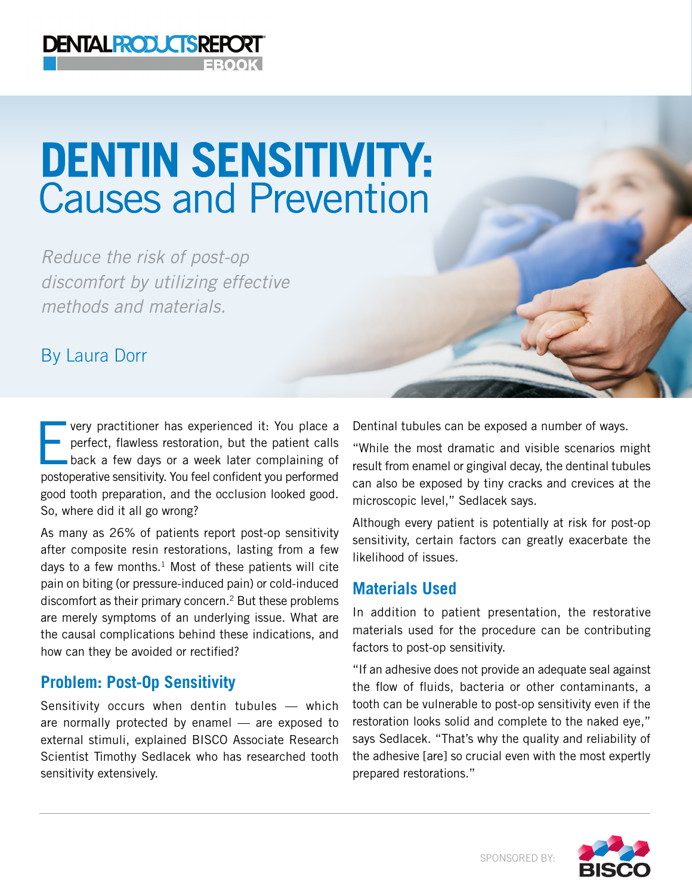DENTAL PRODUCTS REPORT EBOOK

# DENTIN SENSITIVITY: Causes and Prevention

*Reduce the risk of post-op discomfort by utilizing effective methods and materials.*

By Laura Dorr

Every practitioner has experienced it: You place a perfect, flawless restoration, but the patient calls back a few days or a week later complaining of postoperative sensitivity. You feel confident you performed good tooth preparation, and the occlusion looked good. So, where did it all go wrong?

As many as 26% of patients report post-op sensitivity after composite resin restorations, lasting from a few days to a few months.[1] Most of these patients will cite pain on biting (or pressure-induced pain) or cold-induced discomfort as their primary concern.[2] But these problems are merely symptoms of an underlying issue. What are the causal complications behind these indications, and how can they be avoided or rectified?

## Problem: Post-Op Sensitivity

Sensitivity occurs when dentin tubules — which are normally protected by enamel — are exposed to external stimuli, explained BISCO Associate Research Scientist Timothy Sedlacek who has researched tooth sensitivity extensively.

Dentinal tubules can be exposed a number of ways.

"While the most dramatic and visible scenarios might result from enamel or gingival decay, the dentinal tubules can also be exposed by tiny cracks and crevices at the microscopic level," Sedlacek says.

Although every patient is potentially at risk for post-op sensitivity, certain factors can greatly exacerbate the likelihood of issues.

## Materials Used

In addition to patient presentation, the restorative materials used for the procedure can be contributing factors to post-op sensitivity.

"If an adhesive does not provide an adequate seal against the flow of fluids, bacteria or other contaminants, a tooth can be vulnerable to post-op sensitivity even if the restoration looks solid and complete to the naked eye," says Sedlacek. "That's why the quality and reliability of the adhesive [are] so crucial even with the most expertly prepared restorations."

SPONSORED BY: BISCO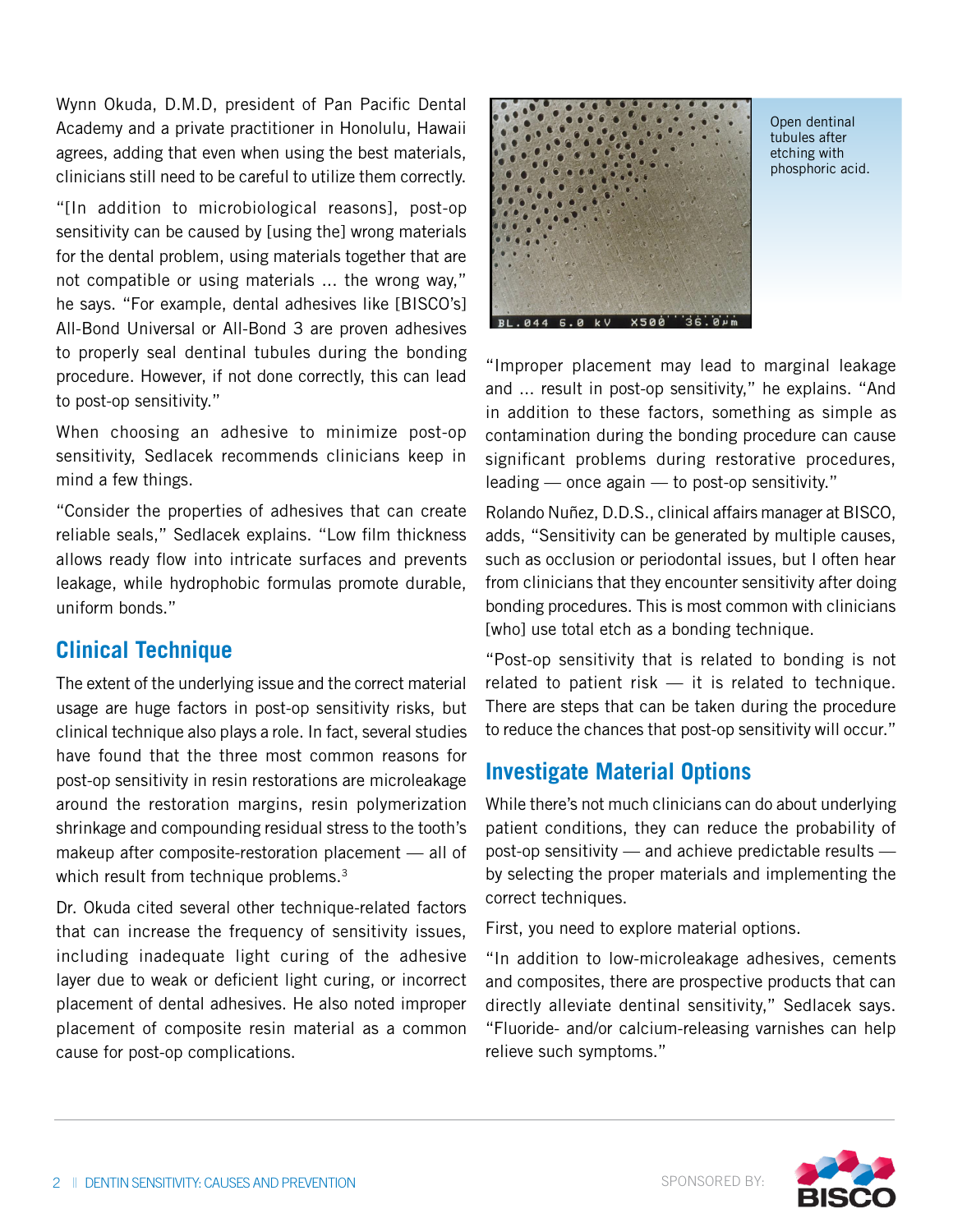Wynn Okuda, D.M.D, president of Pan Pacific Dental Academy and a private practitioner in Honolulu, Hawaii agrees, adding that even when using the best materials, clinicians still need to be careful to utilize them correctly.

"[In addition to microbiological reasons], post-op sensitivity can be caused by [using the] wrong materials for the dental problem, using materials together that are not compatible or using materials ... the wrong way," he says. "For example, dental adhesives like [BISCO's] All-Bond Universal or All-Bond 3 are proven adhesives to properly seal dentinal tubules during the bonding procedure. However, if not done correctly, this can lead to post-op sensitivity."

When choosing an adhesive to minimize post-op sensitivity, Sedlacek recommends clinicians keep in mind a few things.

"Consider the properties of adhesives that can create reliable seals," Sedlacek explains. "Low film thickness allows ready flow into intricate surfaces and prevents leakage, while hydrophobic formulas promote durable, uniform bonds."

## Clinical Technique

The extent of the underlying issue and the correct material usage are huge factors in post-op sensitivity risks, but clinical technique also plays a role. In fact, several studies have found that the three most common reasons for post-op sensitivity in resin restorations are microleakage around the restoration margins, resin polymerization shrinkage and compounding residual stress to the tooth's makeup after composite-restoration placement — all of which result from technique problems.[3]

Dr. Okuda cited several other technique-related factors that can increase the frequency of sensitivity issues, including inadequate light curing of the adhesive layer due to weak or deficient light curing, or incorrect placement of dental adhesives. He also noted improper placement of composite resin material as a common cause for post-op complications.

Open dentinal tubules after etching with phosphoric acid.

"Improper placement may lead to marginal leakage and ... result in post-op sensitivity," he explains. "And in addition to these factors, something as simple as contamination during the bonding procedure can cause significant problems during restorative procedures, leading — once again — to post-op sensitivity."

Rolando Nuñez, D.D.S., clinical affairs manager at BISCO, adds, "Sensitivity can be generated by multiple causes, such as occlusion or periodontal issues, but I often hear from clinicians that they encounter sensitivity after doing bonding procedures. This is most common with clinicians [who] use total etch as a bonding technique.

"Post-op sensitivity that is related to bonding is not related to patient risk — it is related to technique. There are steps that can be taken during the procedure to reduce the chances that post-op sensitivity will occur."

## Investigate Material Options

While there's not much clinicians can do about underlying patient conditions, they can reduce the probability of post-op sensitivity — and achieve predictable results — by selecting the proper materials and implementing the correct techniques.

First, you need to explore material options.

"In addition to low-microleakage adhesives, cements and composites, there are prospective products that can directly alleviate dentinal sensitivity," Sedlacek says. "Fluoride- and/or calcium-releasing varnishes can help relieve such symptoms."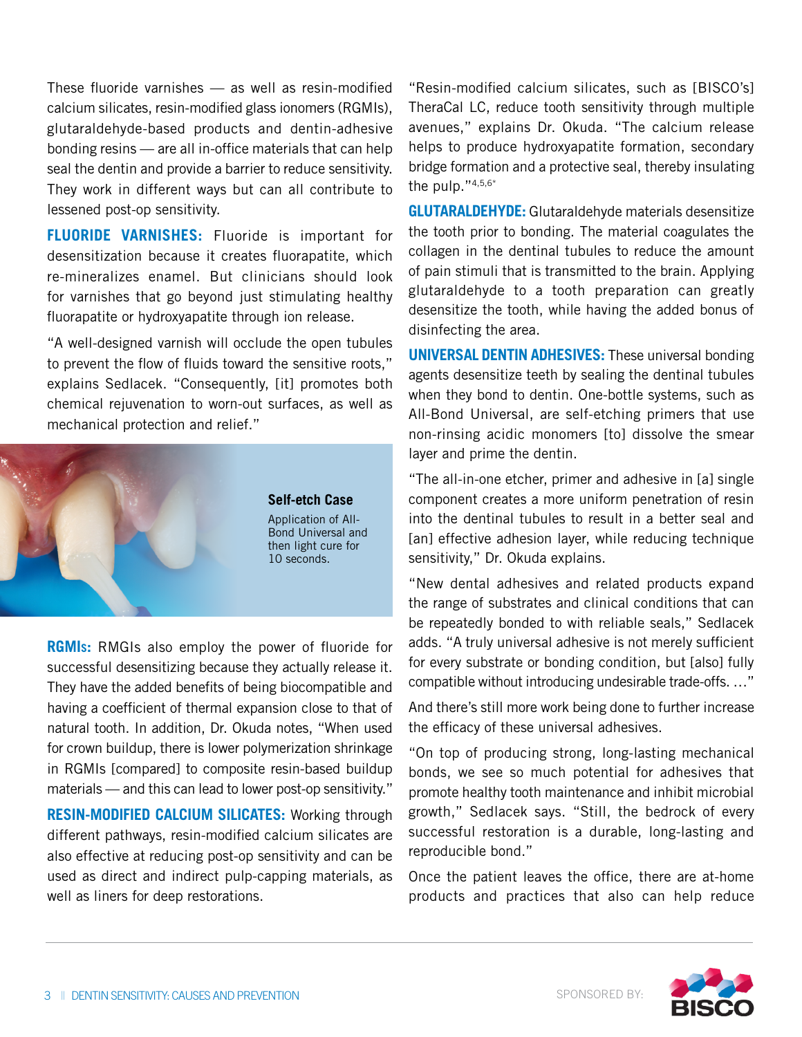These fluoride varnishes — as well as resin-modified calcium silicates, resin-modified glass ionomers (RGMIs), glutaraldehyde-based products and dentin-adhesive bonding resins — are all in-office materials that can help seal the dentin and provide a barrier to reduce sensitivity. They work in different ways but can all contribute to lessened post-op sensitivity.

**FLUORIDE VARNISHES:** Fluoride is important for desensitization because it creates fluorapatite, which re-mineralizes enamel. But clinicians should look for varnishes that go beyond just stimulating healthy fluorapatite or hydroxyapatite through ion release.

"A well-designed varnish will occlude the open tubules to prevent the flow of fluids toward the sensitive roots," explains Sedlacek. "Consequently, [it] promotes both chemical rejuvenation to worn-out surfaces, as well as mechanical protection and relief."

**Self-etch Case**

Application of All-Bond Universal and then light cure for 10 seconds.

**RGMIs:** RMGIs also employ the power of fluoride for successful desensitizing because they actually release it. They have the added benefits of being biocompatible and having a coefficient of thermal expansion close to that of natural tooth. In addition, Dr. Okuda notes, "When used for crown buildup, there is lower polymerization shrinkage in RGMIs [compared] to composite resin-based buildup materials — and this can lead to lower post-op sensitivity."

**RESIN-MODIFIED CALCIUM SILICATES:** Working through different pathways, resin-modified calcium silicates are also effective at reducing post-op sensitivity and can be used as direct and indirect pulp-capping materials, as well as liners for deep restorations.

"Resin-modified calcium silicates, such as [BISCO's] TheraCal LC, reduce tooth sensitivity through multiple avenues," explains Dr. Okuda. "The calcium release helps to produce hydroxyapatite formation, secondary bridge formation and a protective seal, thereby insulating the pulp."[4,5,6*]

**GLUTARALDEHYDE:** Glutaraldehyde materials desensitize the tooth prior to bonding. The material coagulates the collagen in the dentinal tubules to reduce the amount of pain stimuli that is transmitted to the brain. Applying glutaraldehyde to a tooth preparation can greatly desensitize the tooth, while having the added bonus of disinfecting the area.

**UNIVERSAL DENTIN ADHESIVES:** These universal bonding agents desensitize teeth by sealing the dentinal tubules when they bond to dentin. One-bottle systems, such as All-Bond Universal, are self-etching primers that use non-rinsing acidic monomers [to] dissolve the smear layer and prime the dentin.

"The all-in-one etcher, primer and adhesive in [a] single component creates a more uniform penetration of resin into the dentinal tubules to result in a better seal and [an] effective adhesion layer, while reducing technique sensitivity," Dr. Okuda explains.

"New dental adhesives and related products expand the range of substrates and clinical conditions that can be repeatedly bonded to with reliable seals," Sedlacek adds. "A truly universal adhesive is not merely sufficient for every substrate or bonding condition, but [also] fully compatible without introducing undesirable trade-offs. …"

And there's still more work being done to further increase the efficacy of these universal adhesives.

"On top of producing strong, long-lasting mechanical bonds, we see so much potential for adhesives that promote healthy tooth maintenance and inhibit microbial growth," Sedlacek says. "Still, the bedrock of every successful restoration is a durable, long-lasting and reproducible bond."

Once the patient leaves the office, there are at-home products and practices that also can help reduce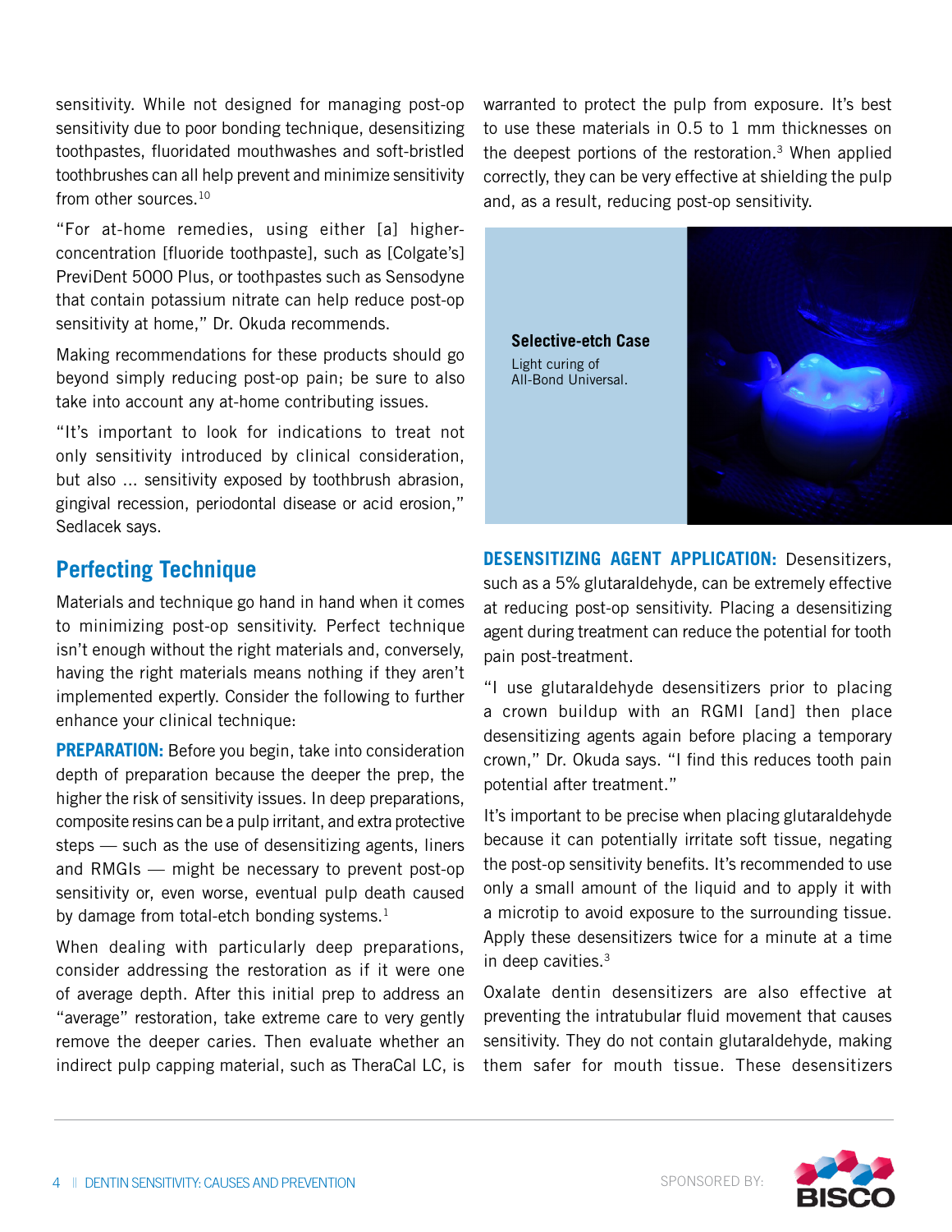sensitivity. While not designed for managing post-op sensitivity due to poor bonding technique, desensitizing toothpastes, fluoridated mouthwashes and soft-bristled toothbrushes can all help prevent and minimize sensitivity from other sources.[10]

"For at-home remedies, using either [a] higher-concentration [fluoride toothpaste], such as [Colgate's] PreviDent 5000 Plus, or toothpastes such as Sensodyne that contain potassium nitrate can help reduce post-op sensitivity at home," Dr. Okuda recommends.

Making recommendations for these products should go beyond simply reducing post-op pain; be sure to also take into account any at-home contributing issues.

"It's important to look for indications to treat not only sensitivity introduced by clinical consideration, but also ... sensitivity exposed by toothbrush abrasion, gingival recession, periodontal disease or acid erosion," Sedlacek says.

## Perfecting Technique

Materials and technique go hand in hand when it comes to minimizing post-op sensitivity. Perfect technique isn't enough without the right materials and, conversely, having the right materials means nothing if they aren't implemented expertly. Consider the following to further enhance your clinical technique:

**PREPARATION:** Before you begin, take into consideration depth of preparation because the deeper the prep, the higher the risk of sensitivity issues. In deep preparations, composite resins can be a pulp irritant, and extra protective steps — such as the use of desensitizing agents, liners and RMGIs — might be necessary to prevent post-op sensitivity or, even worse, eventual pulp death caused by damage from total-etch bonding systems.[1]

When dealing with particularly deep preparations, consider addressing the restoration as if it were one of average depth. After this initial prep to address an "average" restoration, take extreme care to very gently remove the deeper caries. Then evaluate whether an indirect pulp capping material, such as TheraCal LC, is warranted to protect the pulp from exposure. It's best to use these materials in 0.5 to 1 mm thicknesses on the deepest portions of the restoration.[3] When applied correctly, they can be very effective at shielding the pulp and, as a result, reducing post-op sensitivity.

**Selective-etch Case**
Light curing of All-Bond Universal.

**DESENSITIZING AGENT APPLICATION:** Desensitizers, such as a 5% glutaraldehyde, can be extremely effective at reducing post-op sensitivity. Placing a desensitizing agent during treatment can reduce the potential for tooth pain post-treatment.

"I use glutaraldehyde desensitizers prior to placing a crown buildup with an RGMI [and] then place desensitizing agents again before placing a temporary crown," Dr. Okuda says. "I find this reduces tooth pain potential after treatment."

It's important to be precise when placing glutaraldehyde because it can potentially irritate soft tissue, negating the post-op sensitivity benefits. It's recommended to use only a small amount of the liquid and to apply it with a microtip to avoid exposure to the surrounding tissue. Apply these desensitizers twice for a minute at a time in deep cavities.[3]

Oxalate dentin desensitizers are also effective at preventing the intratubular fluid movement that causes sensitivity. They do not contain glutaraldehyde, making them safer for mouth tissue. These desensitizers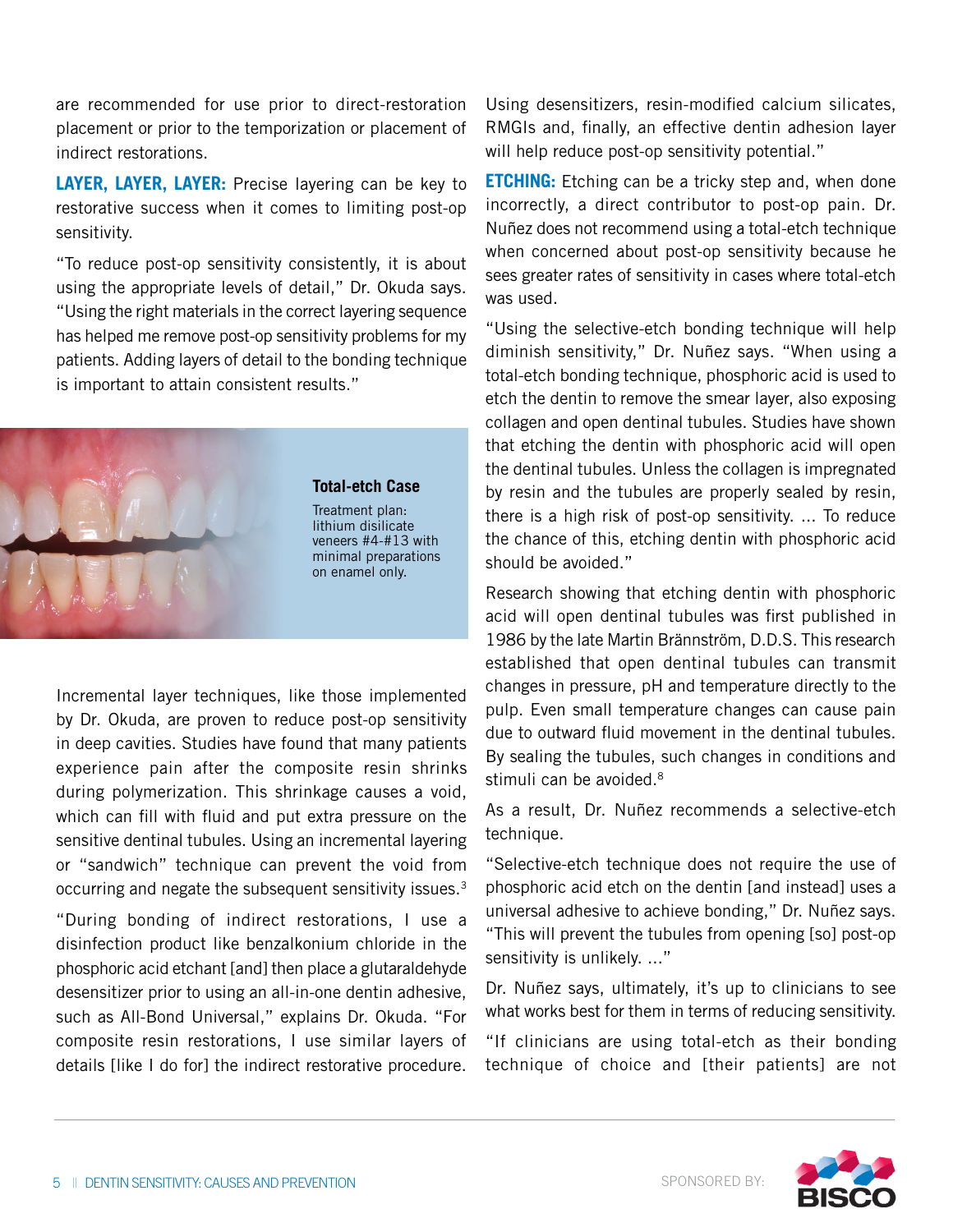are recommended for use prior to direct-restoration placement or prior to the temporization or placement of indirect restorations.

**LAYER, LAYER, LAYER:** Precise layering can be key to restorative success when it comes to limiting post-op sensitivity.

"To reduce post-op sensitivity consistently, it is about using the appropriate levels of detail," Dr. Okuda says. "Using the right materials in the correct layering sequence has helped me remove post-op sensitivity problems for my patients. Adding layers of detail to the bonding technique is important to attain consistent results."

**Total-etch Case**

Treatment plan: lithium disilicate veneers #4-#13 with minimal preparations on enamel only.

Incremental layer techniques, like those implemented by Dr. Okuda, are proven to reduce post-op sensitivity in deep cavities. Studies have found that many patients experience pain after the composite resin shrinks during polymerization. This shrinkage causes a void, which can fill with fluid and put extra pressure on the sensitive dentinal tubules. Using an incremental layering or "sandwich" technique can prevent the void from occurring and negate the subsequent sensitivity issues.[3]

"During bonding of indirect restorations, I use a disinfection product like benzalkonium chloride in the phosphoric acid etchant [and] then place a glutaraldehyde desensitizer prior to using an all-in-one dentin adhesive, such as All-Bond Universal," explains Dr. Okuda. "For composite resin restorations, I use similar layers of details [like I do for] the indirect restorative procedure. Using desensitizers, resin-modified calcium silicates, RMGIs and, finally, an effective dentin adhesion layer will help reduce post-op sensitivity potential."

**ETCHING:** Etching can be a tricky step and, when done incorrectly, a direct contributor to post-op pain. Dr. Nuñez does not recommend using a total-etch technique when concerned about post-op sensitivity because he sees greater rates of sensitivity in cases where total-etch was used.

"Using the selective-etch bonding technique will help diminish sensitivity," Dr. Nuñez says. "When using a total-etch bonding technique, phosphoric acid is used to etch the dentin to remove the smear layer, also exposing collagen and open dentinal tubules. Studies have shown that etching the dentin with phosphoric acid will open the dentinal tubules. Unless the collagen is impregnated by resin and the tubules are properly sealed by resin, there is a high risk of post-op sensitivity. ... To reduce the chance of this, etching dentin with phosphoric acid should be avoided."

Research showing that etching dentin with phosphoric acid will open dentinal tubules was first published in 1986 by the late Martin Brännström, D.D.S. This research established that open dentinal tubules can transmit changes in pressure, pH and temperature directly to the pulp. Even small temperature changes can cause pain due to outward fluid movement in the dentinal tubules. By sealing the tubules, such changes in conditions and stimuli can be avoided.[8]

As a result, Dr. Nuñez recommends a selective-etch technique.

"Selective-etch technique does not require the use of phosphoric acid etch on the dentin [and instead] uses a universal adhesive to achieve bonding," Dr. Nuñez says. "This will prevent the tubules from opening [so] post-op sensitivity is unlikely. ..."

Dr. Nuñez says, ultimately, it's up to clinicians to see what works best for them in terms of reducing sensitivity.

"If clinicians are using total-etch as their bonding technique of choice and [their patients] are not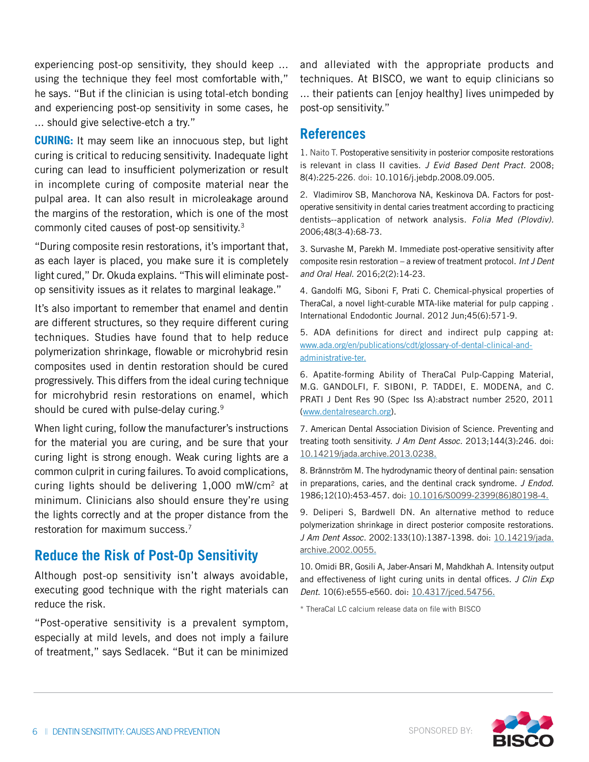experiencing post-op sensitivity, they should keep ... using the technique they feel most comfortable with," he says. "But if the clinician is using total-etch bonding and experiencing post-op sensitivity in some cases, he ... should give selective-etch a try."

**CURING:** It may seem like an innocuous step, but light curing is critical to reducing sensitivity. Inadequate light curing can lead to insufficient polymerization or result in incomplete curing of composite material near the pulpal area. It can also result in microleakage around the margins of the restoration, which is one of the most commonly cited causes of post-op sensitivity.[3]

"During composite resin restorations, it's important that, as each layer is placed, you make sure it is completely light cured," Dr. Okuda explains. "This will eliminate post-op sensitivity issues as it relates to marginal leakage."

It's also important to remember that enamel and dentin are different structures, so they require different curing techniques. Studies have found that to help reduce polymerization shrinkage, flowable or microhybrid resin composites used in dentin restoration should be cured progressively. This differs from the ideal curing technique for microhybrid resin restorations on enamel, which should be cured with pulse-delay curing.[9]

When light curing, follow the manufacturer's instructions for the material you are curing, and be sure that your curing light is strong enough. Weak curing lights are a common culprit in curing failures. To avoid complications, curing lights should be delivering 1,000 mW/cm$^2$ at minimum. Clinicians also should ensure they're using the lights correctly and at the proper distance from the restoration for maximum success.[7]

## Reduce the Risk of Post-Op Sensitivity

Although post-op sensitivity isn't always avoidable, executing good technique with the right materials can reduce the risk.

"Post-operative sensitivity is a prevalent symptom, especially at mild levels, and does not imply a failure of treatment," says Sedlacek. "But it can be minimized and alleviated with the appropriate products and techniques. At BISCO, we want to equip clinicians so ... their patients can [enjoy healthy] lives unimpeded by post-op sensitivity."

## References

1. Naito T. Postoperative sensitivity in posterior composite restorations is relevant in class II cavities. *J Evid Based Dent Pract.* 2008; 8(4):225-226. doi: 10.1016/j.jebdp.2008.09.005.

2. Vladimirov SB, Manchorova NA, Keskinova DA. Factors for post-operative sensitivity in dental caries treatment according to practicing dentists--application of network analysis. *Folia Med (Plovdiv).* 2006;48(3-4):68-73.

3. Survashe M, Parekh M. Immediate post-operative sensitivity after composite resin restoration – a review of treatment protocol. *Int J Dent and Oral Heal.* 2016;2(2):14-23.

4. Gandolfi MG, Siboni F, Prati C. Chemical-physical properties of TheraCal, a novel light-curable MTA-like material for pulp capping . International Endodontic Journal. 2012 Jun;45(6):571-9.

5. ADA definitions for direct and indirect pulp capping at: www.ada.org/en/publications/cdt/glossary-of-dental-clinical-and-administrative-ter.

6. Apatite-forming Ability of TheraCal Pulp-Capping Material, M.G. GANDOLFI, F. SIBONI, P. TADDEI, E. MODENA, and C. PRATI J Dent Res 90 (Spec Iss A):abstract number 2520, 2011 (www.dentalresearch.org).

7. American Dental Association Division of Science. Preventing and treating tooth sensitivity. *J Am Dent Assoc.* 2013;144(3):246. doi: 10.14219/jada.archive.2013.0238.

8. Brännström M. The hydrodynamic theory of dentinal pain: sensation in preparations, caries, and the dentinal crack syndrome. *J Endod.* 1986;12(10):453-457. doi: 10.1016/S0099-2399(86)80198-4.

9. Deliperi S, Bardwell DN. An alternative method to reduce polymerization shrinkage in direct posterior composite restorations. *J Am Dent Assoc.* 2002:133(10):1387-1398. doi: 10.14219/jada.archive.2002.0055.

10. Omidi BR, Gosili A, Jaber-Ansari M, Mahdkhah A. Intensity output and effectiveness of light curing units in dental offices. *J Clin Exp Dent.* 10(6):e555-e560. doi: 10.4317/jced.54756.

\* TheraCal LC calcium release data on file with BISCO

SPONSORED BY: BISCO